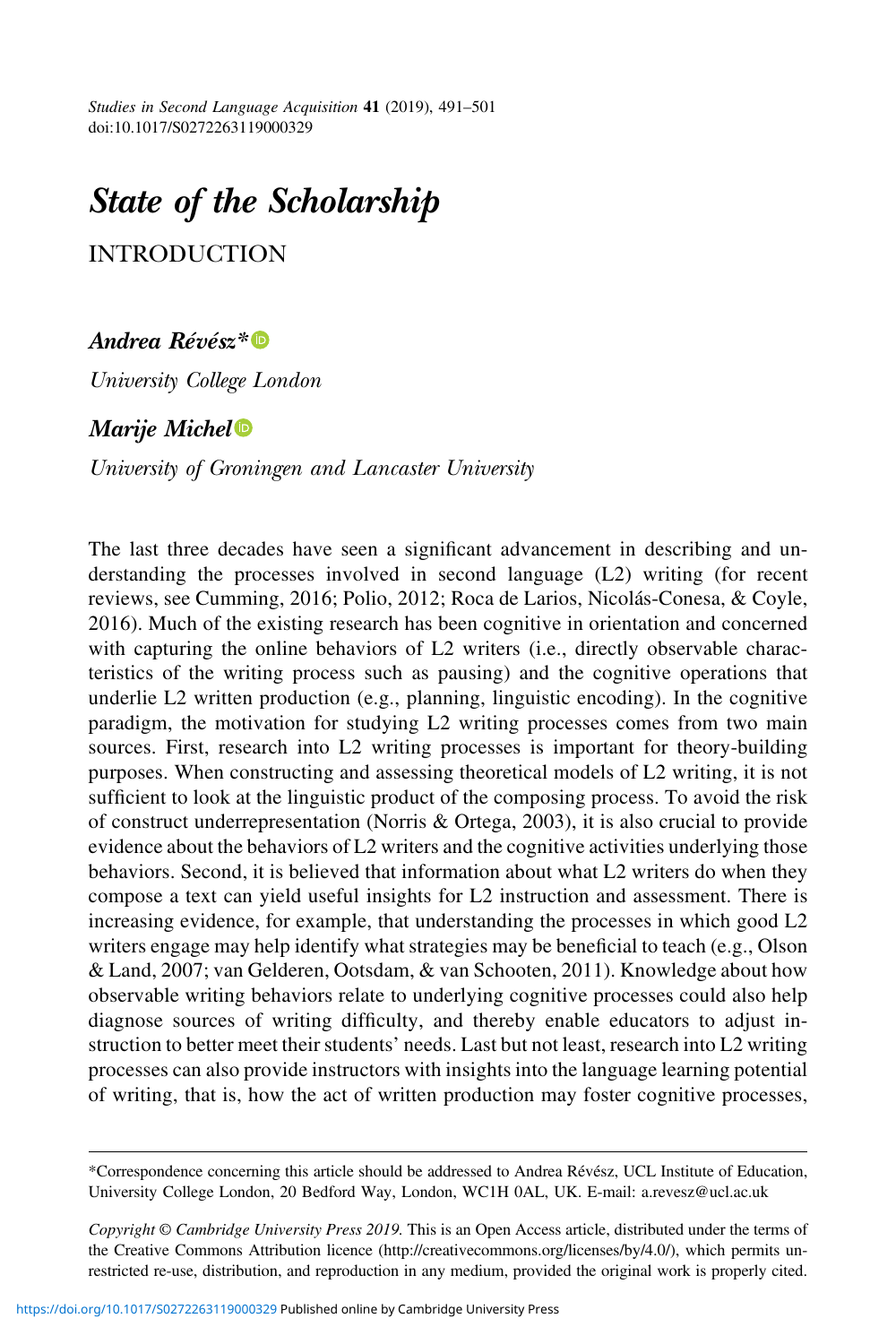# *State of the Scholarship*

## INTRODUCTION

***Andrea Révész****

*University College London*

***Marije Michel***

*University of Groningen and Lancaster University*

The last three decades have seen a significant advancement in describing and understanding the processes involved in second language (L2) writing (for recent reviews, see Cumming, 2016; Polio, 2012; Roca de Larios, Nicolás-Conesa, & Coyle, 2016). Much of the existing research has been cognitive in orientation and concerned with capturing the online behaviors of L2 writers (i.e., directly observable characteristics of the writing process such as pausing) and the cognitive operations that underlie L2 written production (e.g., planning, linguistic encoding). In the cognitive paradigm, the motivation for studying L2 writing processes comes from two main sources. First, research into L2 writing processes is important for theory-building purposes. When constructing and assessing theoretical models of L2 writing, it is not sufficient to look at the linguistic product of the composing process. To avoid the risk of construct underrepresentation (Norris & Ortega, 2003), it is also crucial to provide evidence about the behaviors of L2 writers and the cognitive activities underlying those behaviors. Second, it is believed that information about what L2 writers do when they compose a text can yield useful insights for L2 instruction and assessment. There is increasing evidence, for example, that understanding the processes in which good L2 writers engage may help identify what strategies may be beneficial to teach (e.g., Olson & Land, 2007; van Gelderen, Ootsdam, & van Schooten, 2011). Knowledge about how observable writing behaviors relate to underlying cognitive processes could also help diagnose sources of writing difficulty, and thereby enable educators to adjust instruction to better meet their students' needs. Last but not least, research into L2 writing processes can also provide instructors with insights into the language learning potential of writing, that is, how the act of written production may foster cognitive processes,

---

*Correspondence concerning this article should be addressed to Andrea Révész, UCL Institute of Education, University College London, 20 Bedford Way, London, WC1H 0AL, UK. E-mail: a.revesz@ucl.ac.uk

*Copyright © Cambridge University Press 2019.* This is an Open Access article, distributed under the terms of the Creative Commons Attribution licence (http://creativecommons.org/licenses/by/4.0/), which permits unrestricted re-use, distribution, and reproduction in any medium, provided the original work is properly cited.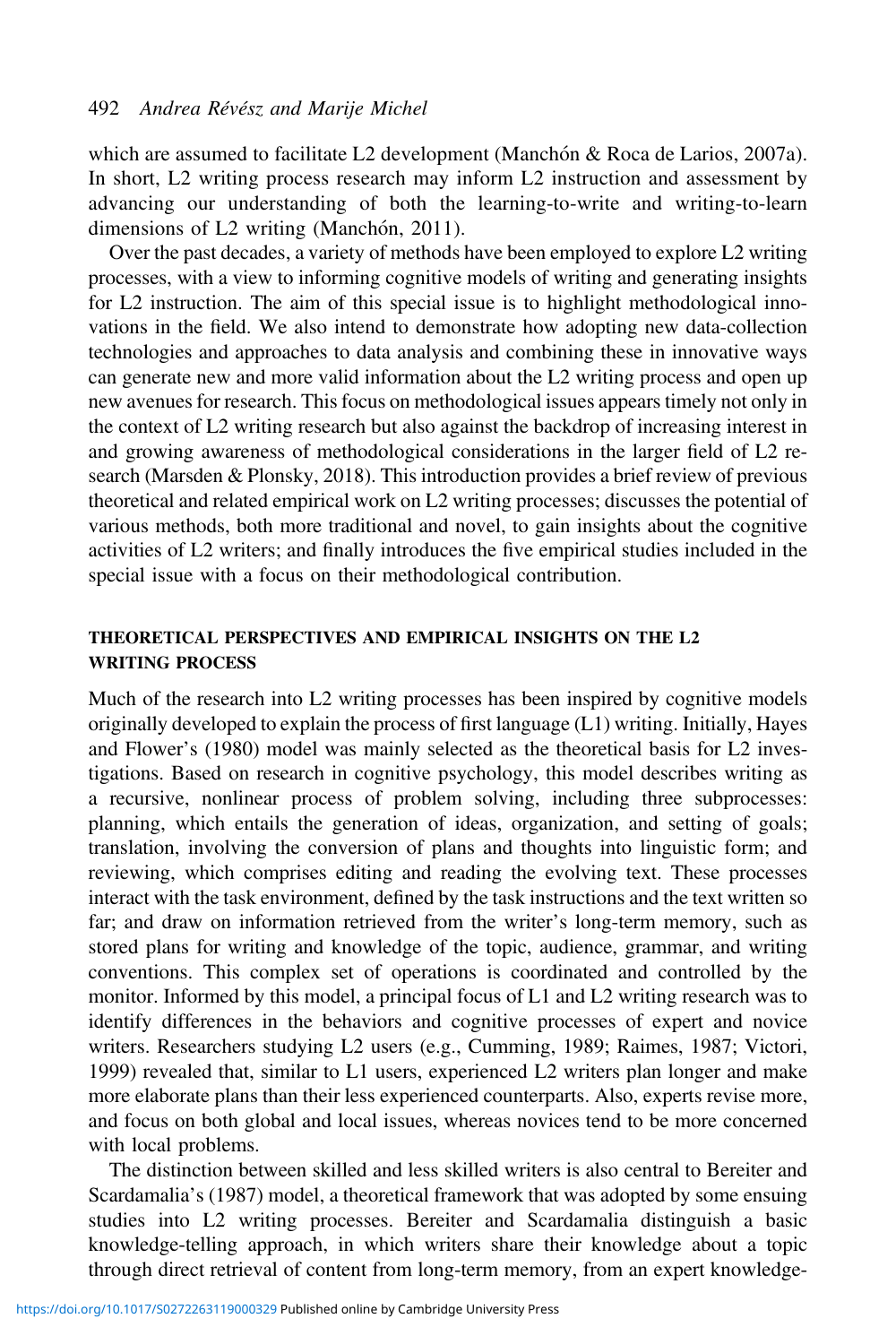which are assumed to facilitate L2 development (Manchón & Roca de Larios, 2007a). In short, L2 writing process research may inform L2 instruction and assessment by advancing our understanding of both the learning-to-write and writing-to-learn dimensions of L2 writing (Manchón, 2011).

Over the past decades, a variety of methods have been employed to explore L2 writing processes, with a view to informing cognitive models of writing and generating insights for L2 instruction. The aim of this special issue is to highlight methodological innovations in the field. We also intend to demonstrate how adopting new data-collection technologies and approaches to data analysis and combining these in innovative ways can generate new and more valid information about the L2 writing process and open up new avenues for research. This focus on methodological issues appears timely not only in the context of L2 writing research but also against the backdrop of increasing interest in and growing awareness of methodological considerations in the larger field of L2 research (Marsden & Plonsky, 2018). This introduction provides a brief review of previous theoretical and related empirical work on L2 writing processes; discusses the potential of various methods, both more traditional and novel, to gain insights about the cognitive activities of L2 writers; and finally introduces the five empirical studies included in the special issue with a focus on their methodological contribution.

## THEORETICAL PERSPECTIVES AND EMPIRICAL INSIGHTS ON THE L2 WRITING PROCESS

Much of the research into L2 writing processes has been inspired by cognitive models originally developed to explain the process of first language (L1) writing. Initially, Hayes and Flower's (1980) model was mainly selected as the theoretical basis for L2 investigations. Based on research in cognitive psychology, this model describes writing as a recursive, nonlinear process of problem solving, including three subprocesses: planning, which entails the generation of ideas, organization, and setting of goals; translation, involving the conversion of plans and thoughts into linguistic form; and reviewing, which comprises editing and reading the evolving text. These processes interact with the task environment, defined by the task instructions and the text written so far; and draw on information retrieved from the writer's long-term memory, such as stored plans for writing and knowledge of the topic, audience, grammar, and writing conventions. This complex set of operations is coordinated and controlled by the monitor. Informed by this model, a principal focus of L1 and L2 writing research was to identify differences in the behaviors and cognitive processes of expert and novice writers. Researchers studying L2 users (e.g., Cumming, 1989; Raimes, 1987; Victori, 1999) revealed that, similar to L1 users, experienced L2 writers plan longer and make more elaborate plans than their less experienced counterparts. Also, experts revise more, and focus on both global and local issues, whereas novices tend to be more concerned with local problems.

The distinction between skilled and less skilled writers is also central to Bereiter and Scardamalia's (1987) model, a theoretical framework that was adopted by some ensuing studies into L2 writing processes. Bereiter and Scardamalia distinguish a basic knowledge-telling approach, in which writers share their knowledge about a topic through direct retrieval of content from long-term memory, from an expert knowledge-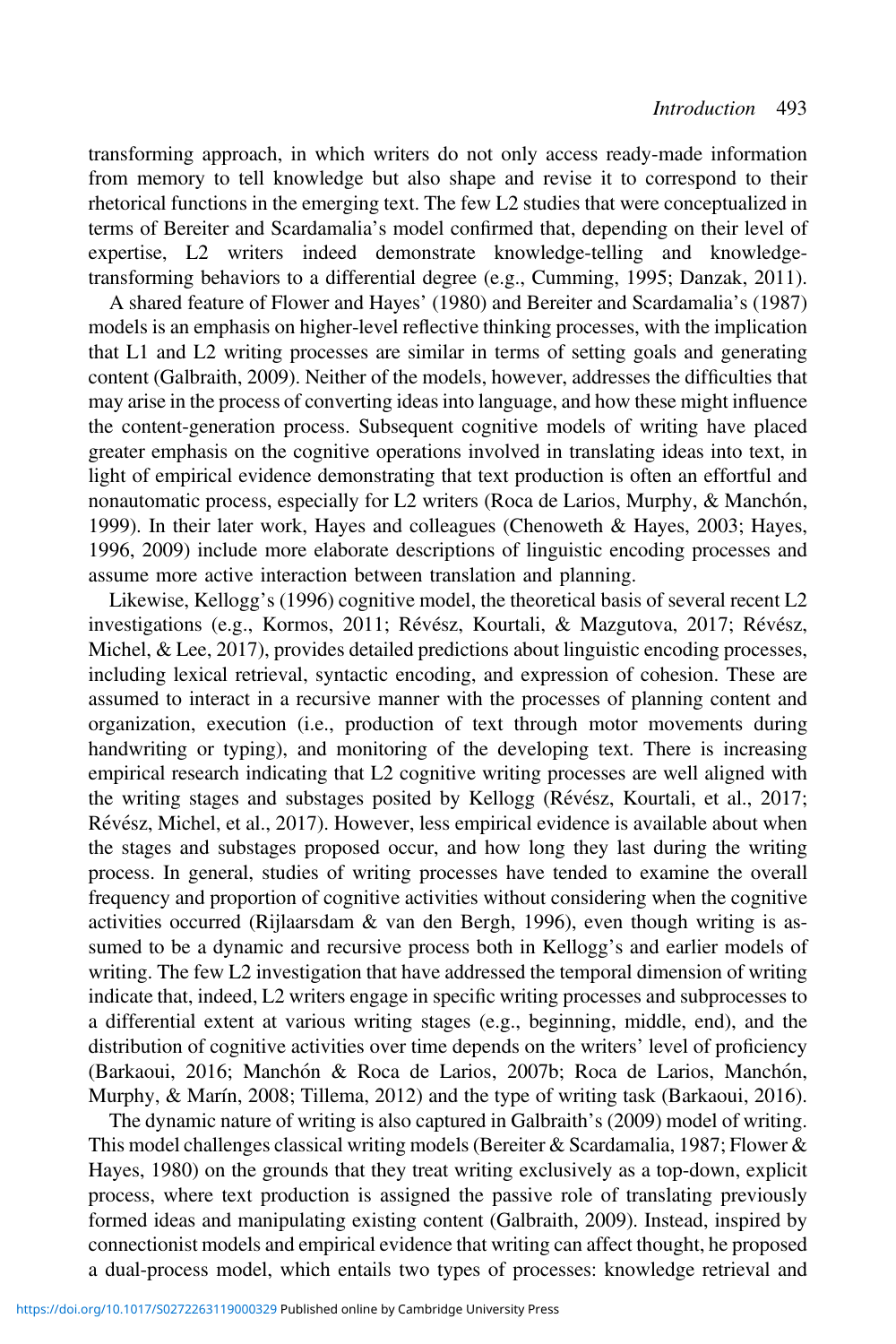transforming approach, in which writers do not only access ready-made information from memory to tell knowledge but also shape and revise it to correspond to their rhetorical functions in the emerging text. The few L2 studies that were conceptualized in terms of Bereiter and Scardamalia's model confirmed that, depending on their level of expertise, L2 writers indeed demonstrate knowledge-telling and knowledge-transforming behaviors to a differential degree (e.g., Cumming, 1995; Danzak, 2011).

A shared feature of Flower and Hayes' (1980) and Bereiter and Scardamalia's (1987) models is an emphasis on higher-level reflective thinking processes, with the implication that L1 and L2 writing processes are similar in terms of setting goals and generating content (Galbraith, 2009). Neither of the models, however, addresses the difficulties that may arise in the process of converting ideas into language, and how these might influence the content-generation process. Subsequent cognitive models of writing have placed greater emphasis on the cognitive operations involved in translating ideas into text, in light of empirical evidence demonstrating that text production is often an effortful and nonautomatic process, especially for L2 writers (Roca de Larios, Murphy, & Manchón, 1999). In their later work, Hayes and colleagues (Chenoweth & Hayes, 2003; Hayes, 1996, 2009) include more elaborate descriptions of linguistic encoding processes and assume more active interaction between translation and planning.

Likewise, Kellogg's (1996) cognitive model, the theoretical basis of several recent L2 investigations (e.g., Kormos, 2011; Révész, Kourtali, & Mazgutova, 2017; Révész, Michel, & Lee, 2017), provides detailed predictions about linguistic encoding processes, including lexical retrieval, syntactic encoding, and expression of cohesion. These are assumed to interact in a recursive manner with the processes of planning content and organization, execution (i.e., production of text through motor movements during handwriting or typing), and monitoring of the developing text. There is increasing empirical research indicating that L2 cognitive writing processes are well aligned with the writing stages and substages posited by Kellogg (Révész, Kourtali, et al., 2017; Révész, Michel, et al., 2017). However, less empirical evidence is available about when the stages and substages proposed occur, and how long they last during the writing process. In general, studies of writing processes have tended to examine the overall frequency and proportion of cognitive activities without considering when the cognitive activities occurred (Rijlaarsdam & van den Bergh, 1996), even though writing is assumed to be a dynamic and recursive process both in Kellogg's and earlier models of writing. The few L2 investigation that have addressed the temporal dimension of writing indicate that, indeed, L2 writers engage in specific writing processes and subprocesses to a differential extent at various writing stages (e.g., beginning, middle, end), and the distribution of cognitive activities over time depends on the writers' level of proficiency (Barkaoui, 2016; Manchón & Roca de Larios, 2007b; Roca de Larios, Manchón, Murphy, & Marín, 2008; Tillema, 2012) and the type of writing task (Barkaoui, 2016).

The dynamic nature of writing is also captured in Galbraith's (2009) model of writing. This model challenges classical writing models (Bereiter & Scardamalia, 1987; Flower & Hayes, 1980) on the grounds that they treat writing exclusively as a top-down, explicit process, where text production is assigned the passive role of translating previously formed ideas and manipulating existing content (Galbraith, 2009). Instead, inspired by connectionist models and empirical evidence that writing can affect thought, he proposed a dual-process model, which entails two types of processes: knowledge retrieval and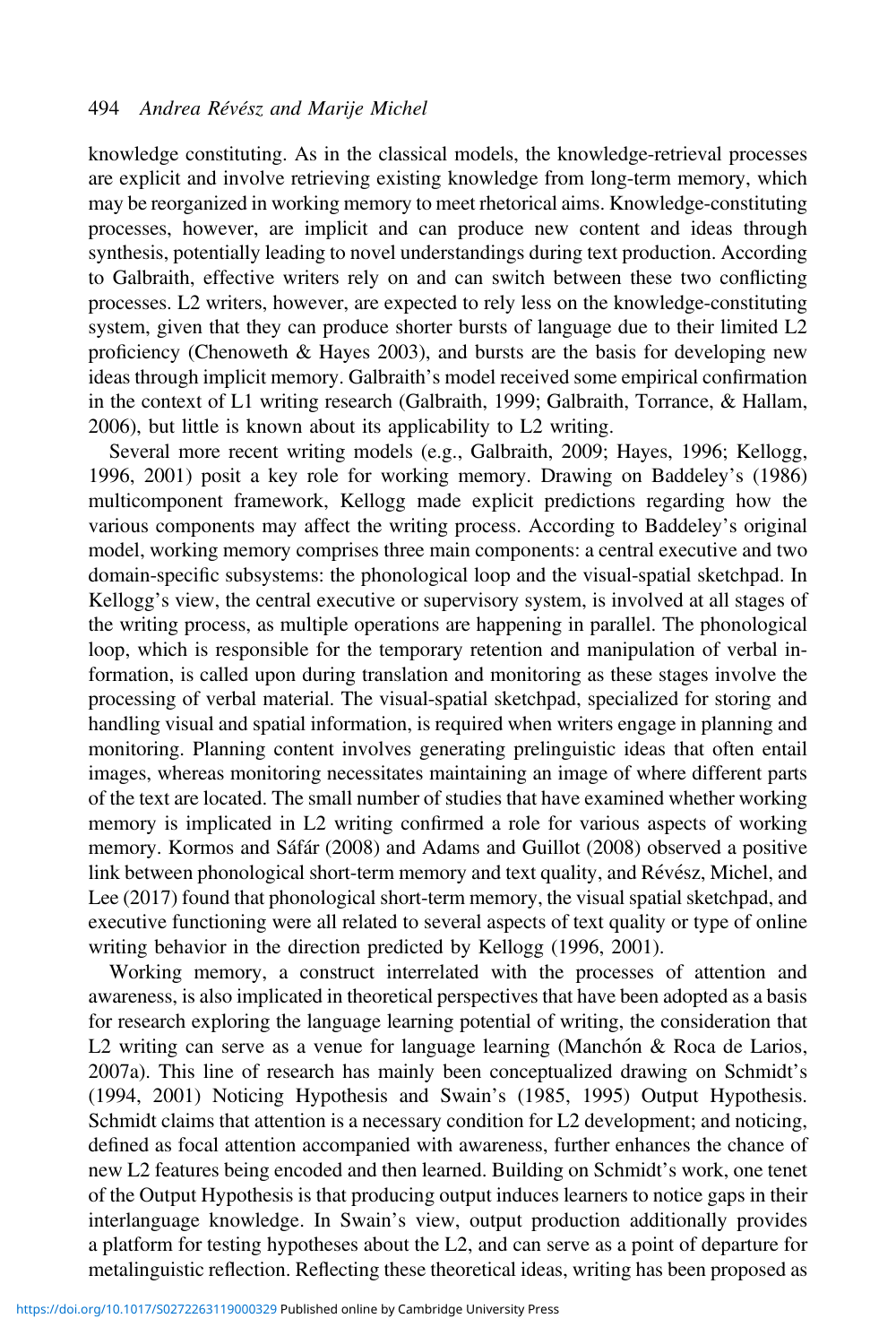knowledge constituting. As in the classical models, the knowledge-retrieval processes are explicit and involve retrieving existing knowledge from long-term memory, which may be reorganized in working memory to meet rhetorical aims. Knowledge-constituting processes, however, are implicit and can produce new content and ideas through synthesis, potentially leading to novel understandings during text production. According to Galbraith, effective writers rely on and can switch between these two conflicting processes. L2 writers, however, are expected to rely less on the knowledge-constituting system, given that they can produce shorter bursts of language due to their limited L2 proficiency (Chenoweth & Hayes 2003), and bursts are the basis for developing new ideas through implicit memory. Galbraith's model received some empirical confirmation in the context of L1 writing research (Galbraith, 1999; Galbraith, Torrance, & Hallam, 2006), but little is known about its applicability to L2 writing.

Several more recent writing models (e.g., Galbraith, 2009; Hayes, 1996; Kellogg, 1996, 2001) posit a key role for working memory. Drawing on Baddeley's (1986) multicomponent framework, Kellogg made explicit predictions regarding how the various components may affect the writing process. According to Baddeley's original model, working memory comprises three main components: a central executive and two domain-specific subsystems: the phonological loop and the visual-spatial sketchpad. In Kellogg's view, the central executive or supervisory system, is involved at all stages of the writing process, as multiple operations are happening in parallel. The phonological loop, which is responsible for the temporary retention and manipulation of verbal information, is called upon during translation and monitoring as these stages involve the processing of verbal material. The visual-spatial sketchpad, specialized for storing and handling visual and spatial information, is required when writers engage in planning and monitoring. Planning content involves generating prelinguistic ideas that often entail images, whereas monitoring necessitates maintaining an image of where different parts of the text are located. The small number of studies that have examined whether working memory is implicated in L2 writing confirmed a role for various aspects of working memory. Kormos and Sáfár (2008) and Adams and Guillot (2008) observed a positive link between phonological short-term memory and text quality, and Révész, Michel, and Lee (2017) found that phonological short-term memory, the visual spatial sketchpad, and executive functioning were all related to several aspects of text quality or type of online writing behavior in the direction predicted by Kellogg (1996, 2001).

Working memory, a construct interrelated with the processes of attention and awareness, is also implicated in theoretical perspectives that have been adopted as a basis for research exploring the language learning potential of writing, the consideration that L2 writing can serve as a venue for language learning (Manchón & Roca de Larios, 2007a). This line of research has mainly been conceptualized drawing on Schmidt's (1994, 2001) Noticing Hypothesis and Swain's (1985, 1995) Output Hypothesis. Schmidt claims that attention is a necessary condition for L2 development; and noticing, defined as focal attention accompanied with awareness, further enhances the chance of new L2 features being encoded and then learned. Building on Schmidt's work, one tenet of the Output Hypothesis is that producing output induces learners to notice gaps in their interlanguage knowledge. In Swain's view, output production additionally provides a platform for testing hypotheses about the L2, and can serve as a point of departure for metalinguistic reflection. Reflecting these theoretical ideas, writing has been proposed as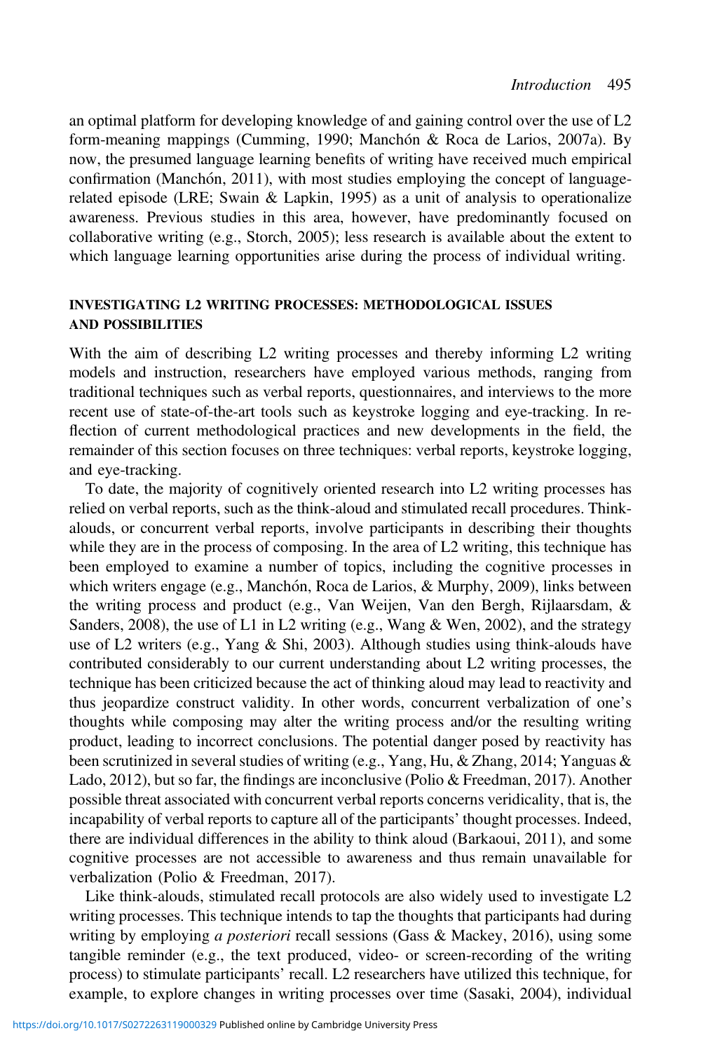an optimal platform for developing knowledge of and gaining control over the use of L2 form-meaning mappings (Cumming, 1990; Manchón & Roca de Larios, 2007a). By now, the presumed language learning benefits of writing have received much empirical confirmation (Manchón, 2011), with most studies employing the concept of language-related episode (LRE; Swain & Lapkin, 1995) as a unit of analysis to operationalize awareness. Previous studies in this area, however, have predominantly focused on collaborative writing (e.g., Storch, 2005); less research is available about the extent to which language learning opportunities arise during the process of individual writing.

## INVESTIGATING L2 WRITING PROCESSES: METHODOLOGICAL ISSUES AND POSSIBILITIES

With the aim of describing L2 writing processes and thereby informing L2 writing models and instruction, researchers have employed various methods, ranging from traditional techniques such as verbal reports, questionnaires, and interviews to the more recent use of state-of-the-art tools such as keystroke logging and eye-tracking. In reflection of current methodological practices and new developments in the field, the remainder of this section focuses on three techniques: verbal reports, keystroke logging, and eye-tracking.

To date, the majority of cognitively oriented research into L2 writing processes has relied on verbal reports, such as the think-aloud and stimulated recall procedures. Think-alouds, or concurrent verbal reports, involve participants in describing their thoughts while they are in the process of composing. In the area of L2 writing, this technique has been employed to examine a number of topics, including the cognitive processes in which writers engage (e.g., Manchón, Roca de Larios, & Murphy, 2009), links between the writing process and product (e.g., Van Weijen, Van den Bergh, Rijlaarsdam, & Sanders, 2008), the use of L1 in L2 writing (e.g., Wang & Wen, 2002), and the strategy use of L2 writers (e.g., Yang & Shi, 2003). Although studies using think-alouds have contributed considerably to our current understanding about L2 writing processes, the technique has been criticized because the act of thinking aloud may lead to reactivity and thus jeopardize construct validity. In other words, concurrent verbalization of one's thoughts while composing may alter the writing process and/or the resulting writing product, leading to incorrect conclusions. The potential danger posed by reactivity has been scrutinized in several studies of writing (e.g., Yang, Hu, & Zhang, 2014; Yanguas & Lado, 2012), but so far, the findings are inconclusive (Polio & Freedman, 2017). Another possible threat associated with concurrent verbal reports concerns veridicality, that is, the incapability of verbal reports to capture all of the participants' thought processes. Indeed, there are individual differences in the ability to think aloud (Barkaoui, 2011), and some cognitive processes are not accessible to awareness and thus remain unavailable for verbalization (Polio & Freedman, 2017).

Like think-alouds, stimulated recall protocols are also widely used to investigate L2 writing processes. This technique intends to tap the thoughts that participants had during writing by employing *a posteriori* recall sessions (Gass & Mackey, 2016), using some tangible reminder (e.g., the text produced, video- or screen-recording of the writing process) to stimulate participants' recall. L2 researchers have utilized this technique, for example, to explore changes in writing processes over time (Sasaki, 2004), individual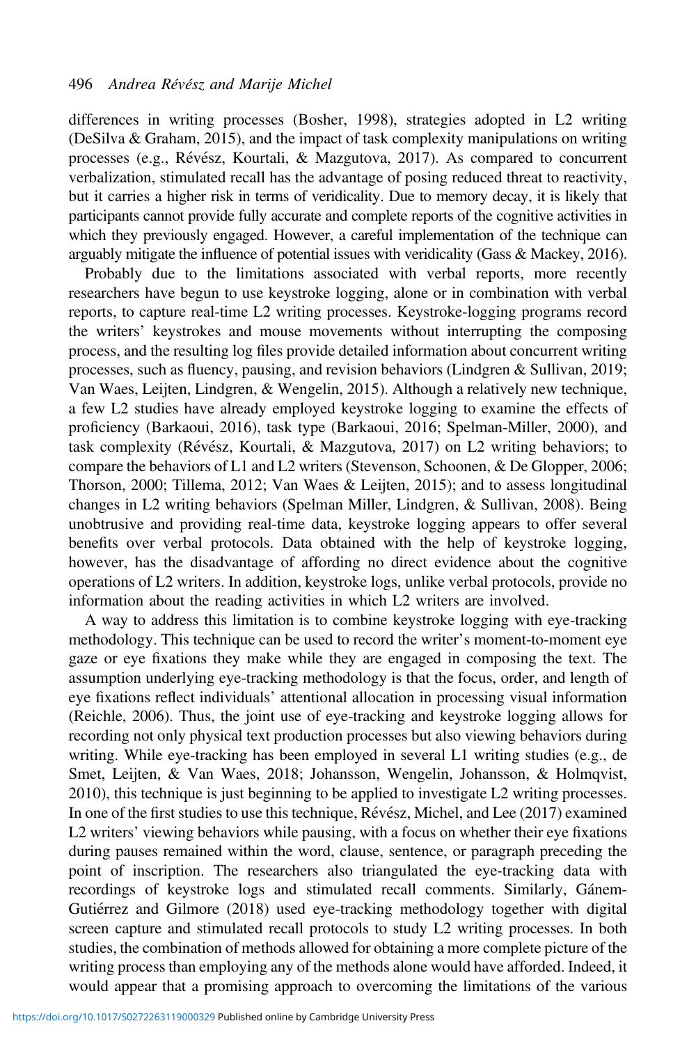differences in writing processes (Bosher, 1998), strategies adopted in L2 writing (DeSilva & Graham, 2015), and the impact of task complexity manipulations on writing processes (e.g., Révész, Kourtali, & Mazgutova, 2017). As compared to concurrent verbalization, stimulated recall has the advantage of posing reduced threat to reactivity, but it carries a higher risk in terms of veridicality. Due to memory decay, it is likely that participants cannot provide fully accurate and complete reports of the cognitive activities in which they previously engaged. However, a careful implementation of the technique can arguably mitigate the influence of potential issues with veridicality (Gass & Mackey, 2016).

Probably due to the limitations associated with verbal reports, more recently researchers have begun to use keystroke logging, alone or in combination with verbal reports, to capture real-time L2 writing processes. Keystroke-logging programs record the writers' keystrokes and mouse movements without interrupting the composing process, and the resulting log files provide detailed information about concurrent writing processes, such as fluency, pausing, and revision behaviors (Lindgren & Sullivan, 2019; Van Waes, Leijten, Lindgren, & Wengelin, 2015). Although a relatively new technique, a few L2 studies have already employed keystroke logging to examine the effects of proficiency (Barkaoui, 2016), task type (Barkaoui, 2016; Spelman-Miller, 2000), and task complexity (Révész, Kourtali, & Mazgutova, 2017) on L2 writing behaviors; to compare the behaviors of L1 and L2 writers (Stevenson, Schoonen, & De Glopper, 2006; Thorson, 2000; Tillema, 2012; Van Waes & Leijten, 2015); and to assess longitudinal changes in L2 writing behaviors (Spelman Miller, Lindgren, & Sullivan, 2008). Being unobtrusive and providing real-time data, keystroke logging appears to offer several benefits over verbal protocols. Data obtained with the help of keystroke logging, however, has the disadvantage of affording no direct evidence about the cognitive operations of L2 writers. In addition, keystroke logs, unlike verbal protocols, provide no information about the reading activities in which L2 writers are involved.

A way to address this limitation is to combine keystroke logging with eye-tracking methodology. This technique can be used to record the writer's moment-to-moment eye gaze or eye fixations they make while they are engaged in composing the text. The assumption underlying eye-tracking methodology is that the focus, order, and length of eye fixations reflect individuals' attentional allocation in processing visual information (Reichle, 2006). Thus, the joint use of eye-tracking and keystroke logging allows for recording not only physical text production processes but also viewing behaviors during writing. While eye-tracking has been employed in several L1 writing studies (e.g., de Smet, Leijten, & Van Waes, 2018; Johansson, Wengelin, Johansson, & Holmqvist, 2010), this technique is just beginning to be applied to investigate L2 writing processes. In one of the first studies to use this technique, Révész, Michel, and Lee (2017) examined L2 writers' viewing behaviors while pausing, with a focus on whether their eye fixations during pauses remained within the word, clause, sentence, or paragraph preceding the point of inscription. The researchers also triangulated the eye-tracking data with recordings of keystroke logs and stimulated recall comments. Similarly, Gánem-Gutiérrez and Gilmore (2018) used eye-tracking methodology together with digital screen capture and stimulated recall protocols to study L2 writing processes. In both studies, the combination of methods allowed for obtaining a more complete picture of the writing process than employing any of the methods alone would have afforded. Indeed, it would appear that a promising approach to overcoming the limitations of the various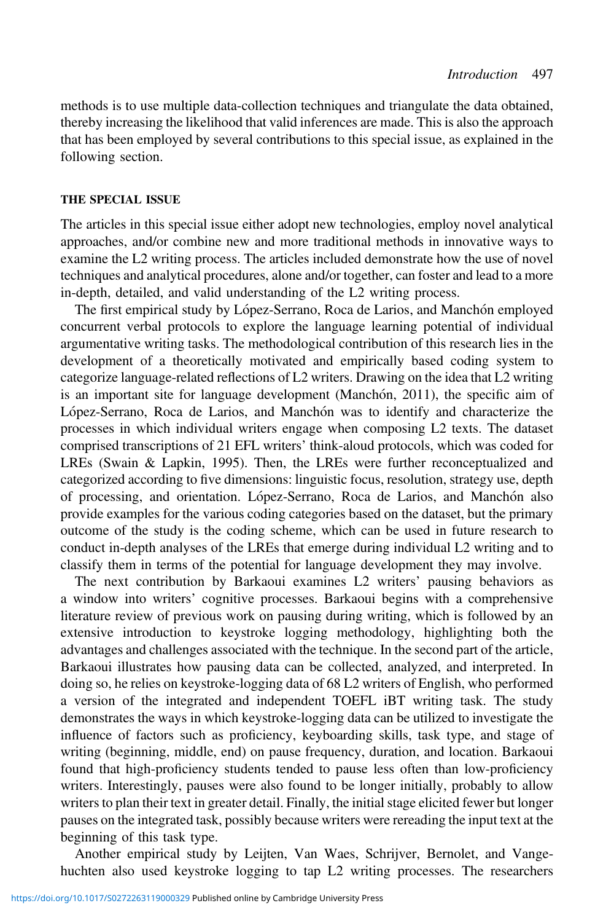methods is to use multiple data-collection techniques and triangulate the data obtained, thereby increasing the likelihood that valid inferences are made. This is also the approach that has been employed by several contributions to this special issue, as explained in the following section.

## THE SPECIAL ISSUE

The articles in this special issue either adopt new technologies, employ novel analytical approaches, and/or combine new and more traditional methods in innovative ways to examine the L2 writing process. The articles included demonstrate how the use of novel techniques and analytical procedures, alone and/or together, can foster and lead to a more in-depth, detailed, and valid understanding of the L2 writing process.

The first empirical study by López-Serrano, Roca de Larios, and Manchón employed concurrent verbal protocols to explore the language learning potential of individual argumentative writing tasks. The methodological contribution of this research lies in the development of a theoretically motivated and empirically based coding system to categorize language-related reflections of L2 writers. Drawing on the idea that L2 writing is an important site for language development (Manchón, 2011), the specific aim of López-Serrano, Roca de Larios, and Manchón was to identify and characterize the processes in which individual writers engage when composing L2 texts. The dataset comprised transcriptions of 21 EFL writers' think-aloud protocols, which was coded for LREs (Swain & Lapkin, 1995). Then, the LREs were further reconceptualized and categorized according to five dimensions: linguistic focus, resolution, strategy use, depth of processing, and orientation. López-Serrano, Roca de Larios, and Manchón also provide examples for the various coding categories based on the dataset, but the primary outcome of the study is the coding scheme, which can be used in future research to conduct in-depth analyses of the LREs that emerge during individual L2 writing and to classify them in terms of the potential for language development they may involve.

The next contribution by Barkaoui examines L2 writers' pausing behaviors as a window into writers' cognitive processes. Barkaoui begins with a comprehensive literature review of previous work on pausing during writing, which is followed by an extensive introduction to keystroke logging methodology, highlighting both the advantages and challenges associated with the technique. In the second part of the article, Barkaoui illustrates how pausing data can be collected, analyzed, and interpreted. In doing so, he relies on keystroke-logging data of 68 L2 writers of English, who performed a version of the integrated and independent TOEFL iBT writing task. The study demonstrates the ways in which keystroke-logging data can be utilized to investigate the influence of factors such as proficiency, keyboarding skills, task type, and stage of writing (beginning, middle, end) on pause frequency, duration, and location. Barkaoui found that high-proficiency students tended to pause less often than low-proficiency writers. Interestingly, pauses were also found to be longer initially, probably to allow writers to plan their text in greater detail. Finally, the initial stage elicited fewer but longer pauses on the integrated task, possibly because writers were rereading the input text at the beginning of this task type.

Another empirical study by Leijten, Van Waes, Schrijver, Bernolet, and Vangehuchten also used keystroke logging to tap L2 writing processes. The researchers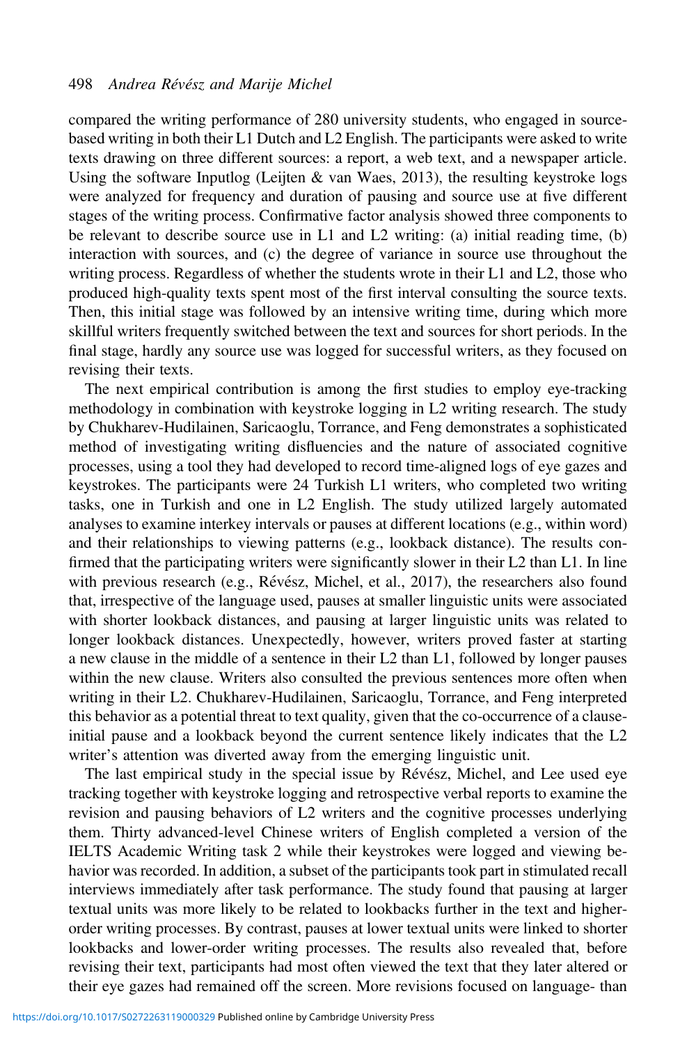compared the writing performance of 280 university students, who engaged in source-based writing in both their L1 Dutch and L2 English. The participants were asked to write texts drawing on three different sources: a report, a web text, and a newspaper article. Using the software Inputlog (Leijten & van Waes, 2013), the resulting keystroke logs were analyzed for frequency and duration of pausing and source use at five different stages of the writing process. Confirmative factor analysis showed three components to be relevant to describe source use in L1 and L2 writing: (a) initial reading time, (b) interaction with sources, and (c) the degree of variance in source use throughout the writing process. Regardless of whether the students wrote in their L1 and L2, those who produced high-quality texts spent most of the first interval consulting the source texts. Then, this initial stage was followed by an intensive writing time, during which more skillful writers frequently switched between the text and sources for short periods. In the final stage, hardly any source use was logged for successful writers, as they focused on revising their texts.

The next empirical contribution is among the first studies to employ eye-tracking methodology in combination with keystroke logging in L2 writing research. The study by Chukharev-Hudilainen, Saricaoglu, Torrance, and Feng demonstrates a sophisticated method of investigating writing disfluencies and the nature of associated cognitive processes, using a tool they had developed to record time-aligned logs of eye gazes and keystrokes. The participants were 24 Turkish L1 writers, who completed two writing tasks, one in Turkish and one in L2 English. The study utilized largely automated analyses to examine interkey intervals or pauses at different locations (e.g., within word) and their relationships to viewing patterns (e.g., lookback distance). The results confirmed that the participating writers were significantly slower in their L2 than L1. In line with previous research (e.g., Révész, Michel, et al., 2017), the researchers also found that, irrespective of the language used, pauses at smaller linguistic units were associated with shorter lookback distances, and pausing at larger linguistic units was related to longer lookback distances. Unexpectedly, however, writers proved faster at starting a new clause in the middle of a sentence in their L2 than L1, followed by longer pauses within the new clause. Writers also consulted the previous sentences more often when writing in their L2. Chukharev-Hudilainen, Saricaoglu, Torrance, and Feng interpreted this behavior as a potential threat to text quality, given that the co-occurrence of a clause-initial pause and a lookback beyond the current sentence likely indicates that the L2 writer's attention was diverted away from the emerging linguistic unit.

The last empirical study in the special issue by Révész, Michel, and Lee used eye tracking together with keystroke logging and retrospective verbal reports to examine the revision and pausing behaviors of L2 writers and the cognitive processes underlying them. Thirty advanced-level Chinese writers of English completed a version of the IELTS Academic Writing task 2 while their keystrokes were logged and viewing behavior was recorded. In addition, a subset of the participants took part in stimulated recall interviews immediately after task performance. The study found that pausing at larger textual units was more likely to be related to lookbacks further in the text and higher-order writing processes. By contrast, pauses at lower textual units were linked to shorter lookbacks and lower-order writing processes. The results also revealed that, before revising their text, participants had most often viewed the text that they later altered or their eye gazes had remained off the screen. More revisions focused on language- than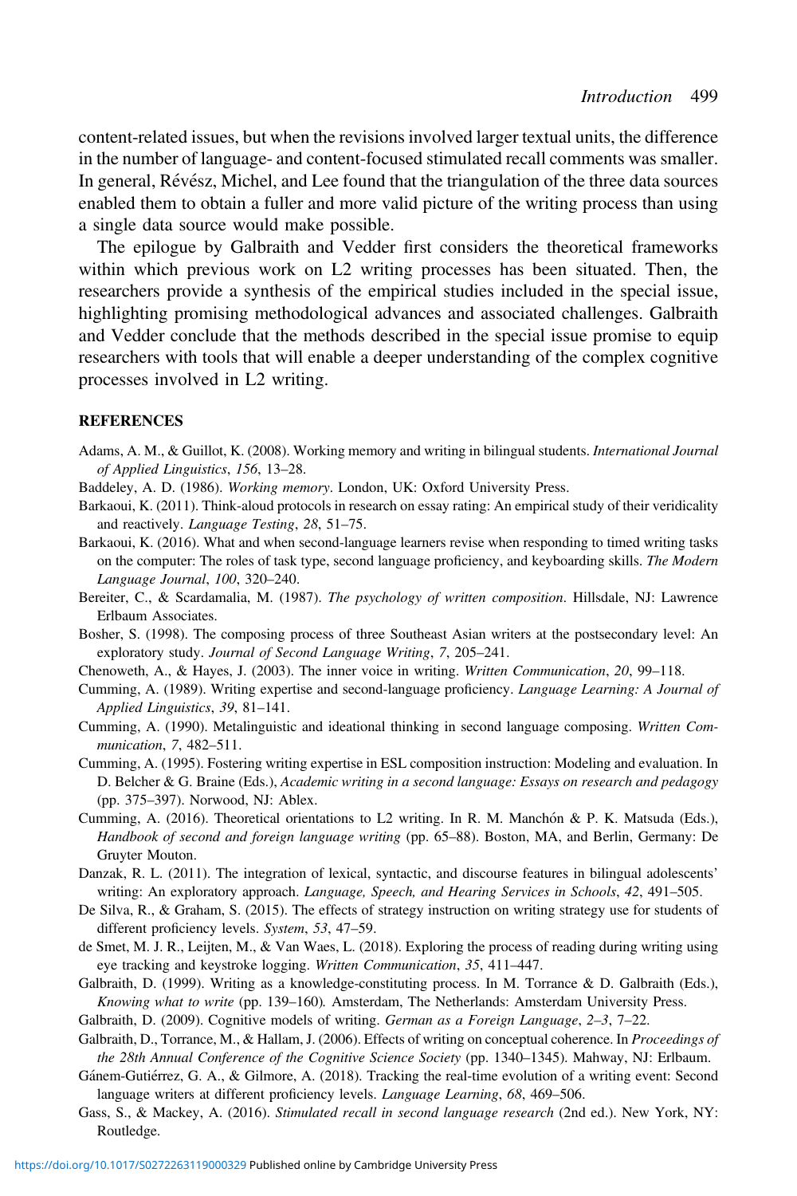content-related issues, but when the revisions involved larger textual units, the difference in the number of language- and content-focused stimulated recall comments was smaller. In general, Révész, Michel, and Lee found that the triangulation of the three data sources enabled them to obtain a fuller and more valid picture of the writing process than using a single data source would make possible.

The epilogue by Galbraith and Vedder first considers the theoretical frameworks within which previous work on L2 writing processes has been situated. Then, the researchers provide a synthesis of the empirical studies included in the special issue, highlighting promising methodological advances and associated challenges. Galbraith and Vedder conclude that the methods described in the special issue promise to equip researchers with tools that will enable a deeper understanding of the complex cognitive processes involved in L2 writing.

## REFERENCES

Adams, A. M., & Guillot, K. (2008). Working memory and writing in bilingual students. *International Journal of Applied Linguistics*, *156*, 13–28.

Baddeley, A. D. (1986). *Working memory*. London, UK: Oxford University Press.

Barkaoui, K. (2011). Think-aloud protocols in research on essay rating: An empirical study of their veridicality and reactively. *Language Testing*, *28*, 51–75.

Barkaoui, K. (2016). What and when second-language learners revise when responding to timed writing tasks on the computer: The roles of task type, second language proficiency, and keyboarding skills. *The Modern Language Journal*, *100*, 320–240.

Bereiter, C., & Scardamalia, M. (1987). *The psychology of written composition*. Hillsdale, NJ: Lawrence Erlbaum Associates.

Bosher, S. (1998). The composing process of three Southeast Asian writers at the postsecondary level: An exploratory study. *Journal of Second Language Writing*, *7*, 205–241.

Chenoweth, A., & Hayes, J. (2003). The inner voice in writing. *Written Communication*, *20*, 99–118.

Cumming, A. (1989). Writing expertise and second-language proficiency. *Language Learning: A Journal of Applied Linguistics*, *39*, 81–141.

Cumming, A. (1990). Metalinguistic and ideational thinking in second language composing. *Written Communication*, *7*, 482–511.

Cumming, A. (1995). Fostering writing expertise in ESL composition instruction: Modeling and evaluation. In D. Belcher & G. Braine (Eds.), *Academic writing in a second language: Essays on research and pedagogy* (pp. 375–397). Norwood, NJ: Ablex.

Cumming, A. (2016). Theoretical orientations to L2 writing. In R. M. Manchón & P. K. Matsuda (Eds.), *Handbook of second and foreign language writing* (pp. 65–88). Boston, MA, and Berlin, Germany: De Gruyter Mouton.

Danzak, R. L. (2011). The integration of lexical, syntactic, and discourse features in bilingual adolescents' writing: An exploratory approach. *Language, Speech, and Hearing Services in Schools*, *42*, 491–505.

De Silva, R., & Graham, S. (2015). The effects of strategy instruction on writing strategy use for students of different proficiency levels. *System*, *53*, 47–59.

de Smet, M. J. R., Leijten, M., & Van Waes, L. (2018). Exploring the process of reading during writing using eye tracking and keystroke logging. *Written Communication*, *35*, 411–447.

Galbraith, D. (1999). Writing as a knowledge-constituting process. In M. Torrance & D. Galbraith (Eds.), *Knowing what to write* (pp. 139–160). Amsterdam, The Netherlands: Amsterdam University Press.

Galbraith, D. (2009). Cognitive models of writing. *German as a Foreign Language*, *2–3*, 7–22.

Galbraith, D., Torrance, M., & Hallam, J. (2006). Effects of writing on conceptual coherence. In *Proceedings of the 28th Annual Conference of the Cognitive Science Society* (pp. 1340–1345). Mahway, NJ: Erlbaum.

Gánem-Gutiérrez, G. A., & Gilmore, A. (2018). Tracking the real-time evolution of a writing event: Second language writers at different proficiency levels. *Language Learning*, *68*, 469–506.

Gass, S., & Mackey, A. (2016). *Stimulated recall in second language research* (2nd ed.). New York, NY: Routledge.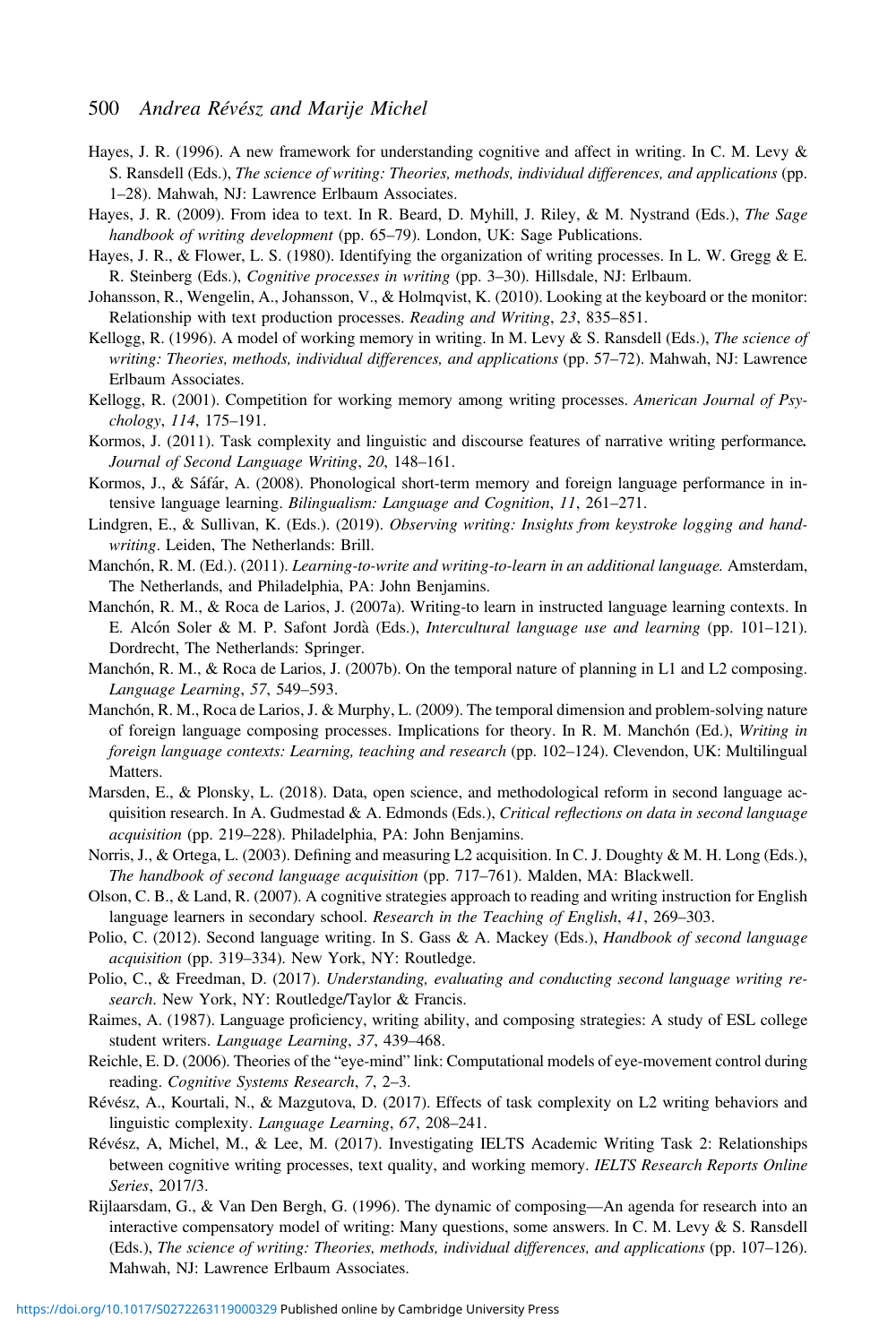Hayes, J. R. (1996). A new framework for understanding cognitive and affect in writing. In C. M. Levy & S. Ransdell (Eds.), *The science of writing: Theories, methods, individual differences, and applications* (pp. 1–28). Mahwah, NJ: Lawrence Erlbaum Associates.

Hayes, J. R. (2009). From idea to text. In R. Beard, D. Myhill, J. Riley, & M. Nystrand (Eds.), *The Sage handbook of writing development* (pp. 65–79). London, UK: Sage Publications.

Hayes, J. R., & Flower, L. S. (1980). Identifying the organization of writing processes. In L. W. Gregg & E. R. Steinberg (Eds.), *Cognitive processes in writing* (pp. 3–30). Hillsdale, NJ: Erlbaum.

Johansson, R., Wengelin, A., Johansson, V., & Holmqvist, K. (2010). Looking at the keyboard or the monitor: Relationship with text production processes. *Reading and Writing*, *23*, 835–851.

Kellogg, R. (1996). A model of working memory in writing. In M. Levy & S. Ransdell (Eds.), *The science of writing: Theories, methods, individual differences, and applications* (pp. 57–72). Mahwah, NJ: Lawrence Erlbaum Associates.

Kellogg, R. (2001). Competition for working memory among writing processes. *American Journal of Psychology*, *114*, 175–191.

Kormos, J. (2011). Task complexity and linguistic and discourse features of narrative writing performance. *Journal of Second Language Writing*, *20*, 148–161.

Kormos, J., & Sáfár, A. (2008). Phonological short-term memory and foreign language performance in intensive language learning. *Bilingualism: Language and Cognition*, *11*, 261–271.

Lindgren, E., & Sullivan, K. (Eds.). (2019). *Observing writing: Insights from keystroke logging and handwriting*. Leiden, The Netherlands: Brill.

Manchón, R. M. (Ed.). (2011). *Learning-to-write and writing-to-learn in an additional language.* Amsterdam, The Netherlands, and Philadelphia, PA: John Benjamins.

Manchón, R. M., & Roca de Larios, J. (2007a). Writing-to learn in instructed language learning contexts. In E. Alcón Soler & M. P. Safont Jordà (Eds.), *Intercultural language use and learning* (pp. 101–121). Dordrecht, The Netherlands: Springer.

Manchón, R. M., & Roca de Larios, J. (2007b). On the temporal nature of planning in L1 and L2 composing. *Language Learning*, *57*, 549–593.

Manchón, R. M., Roca de Larios, J. & Murphy, L. (2009). The temporal dimension and problem-solving nature of foreign language composing processes. Implications for theory. In R. M. Manchón (Ed.), *Writing in foreign language contexts: Learning, teaching and research* (pp. 102–124). Clevendon, UK: Multilingual Matters.

Marsden, E., & Plonsky, L. (2018). Data, open science, and methodological reform in second language acquisition research. In A. Gudmestad & A. Edmonds (Eds.), *Critical reflections on data in second language acquisition* (pp. 219–228). Philadelphia, PA: John Benjamins.

Norris, J., & Ortega, L. (2003). Defining and measuring L2 acquisition. In C. J. Doughty & M. H. Long (Eds.), *The handbook of second language acquisition* (pp. 717–761). Malden, MA: Blackwell.

Olson, C. B., & Land, R. (2007). A cognitive strategies approach to reading and writing instruction for English language learners in secondary school. *Research in the Teaching of English*, *41*, 269–303.

Polio, C. (2012). Second language writing. In S. Gass & A. Mackey (Eds.), *Handbook of second language acquisition* (pp. 319–334). New York, NY: Routledge.

Polio, C., & Freedman, D. (2017). *Understanding, evaluating and conducting second language writing research*. New York, NY: Routledge/Taylor & Francis.

Raimes, A. (1987). Language proficiency, writing ability, and composing strategies: A study of ESL college student writers. *Language Learning*, *37*, 439–468.

Reichle, E. D. (2006). Theories of the "eye-mind" link: Computational models of eye-movement control during reading. *Cognitive Systems Research*, *7*, 2–3.

Révész, A., Kourtali, N., & Mazgutova, D. (2017). Effects of task complexity on L2 writing behaviors and linguistic complexity. *Language Learning*, *67*, 208–241.

Révész, A, Michel, M., & Lee, M. (2017). Investigating IELTS Academic Writing Task 2: Relationships between cognitive writing processes, text quality, and working memory. *IELTS Research Reports Online Series*, 2017/3.

Rijlaarsdam, G., & Van Den Bergh, G. (1996). The dynamic of composing—An agenda for research into an interactive compensatory model of writing: Many questions, some answers. In C. M. Levy & S. Ransdell (Eds.), *The science of writing: Theories, methods, individual differences, and applications* (pp. 107–126). Mahwah, NJ: Lawrence Erlbaum Associates.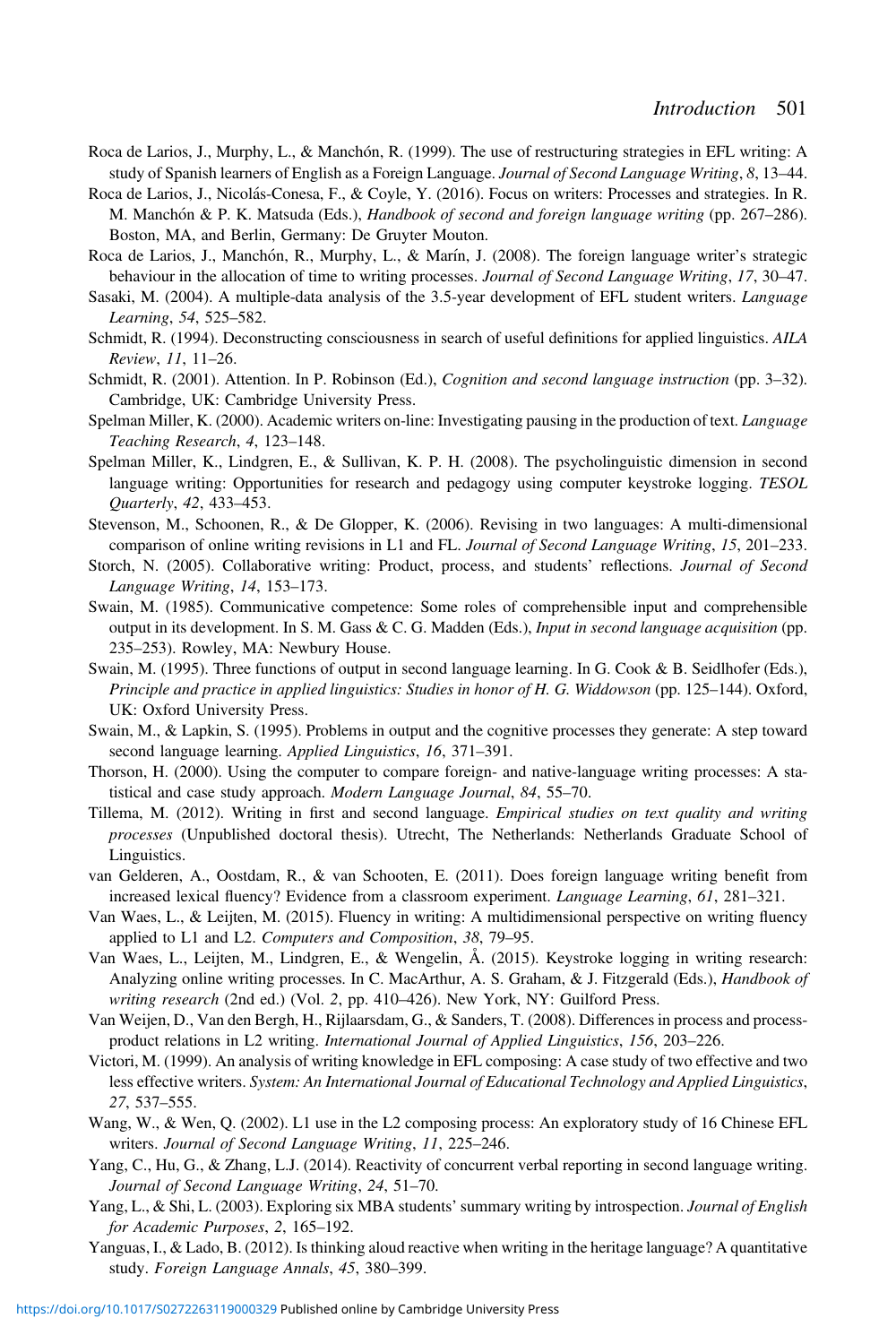Roca de Larios, J., Murphy, L., & Manchón, R. (1999). The use of restructuring strategies in EFL writing: A study of Spanish learners of English as a Foreign Language. *Journal of Second Language Writing*, *8*, 13–44.

Roca de Larios, J., Nicolás-Conesa, F., & Coyle, Y. (2016). Focus on writers: Processes and strategies. In R. M. Manchón & P. K. Matsuda (Eds.), *Handbook of second and foreign language writing* (pp. 267–286). Boston, MA, and Berlin, Germany: De Gruyter Mouton.

Roca de Larios, J., Manchón, R., Murphy, L., & Marín, J. (2008). The foreign language writer's strategic behaviour in the allocation of time to writing processes. *Journal of Second Language Writing*, *17*, 30–47.

Sasaki, M. (2004). A multiple-data analysis of the 3.5-year development of EFL student writers. *Language Learning*, *54*, 525–582.

Schmidt, R. (1994). Deconstructing consciousness in search of useful definitions for applied linguistics. *AILA Review*, *11*, 11–26.

Schmidt, R. (2001). Attention. In P. Robinson (Ed.), *Cognition and second language instruction* (pp. 3–32). Cambridge, UK: Cambridge University Press.

Spelman Miller, K. (2000). Academic writers on-line: Investigating pausing in the production of text. *Language Teaching Research*, *4*, 123–148.

Spelman Miller, K., Lindgren, E., & Sullivan, K. P. H. (2008). The psycholinguistic dimension in second language writing: Opportunities for research and pedagogy using computer keystroke logging. *TESOL Quarterly*, *42*, 433–453.

Stevenson, M., Schoonen, R., & De Glopper, K. (2006). Revising in two languages: A multi-dimensional comparison of online writing revisions in L1 and FL. *Journal of Second Language Writing*, *15*, 201–233.

Storch, N. (2005). Collaborative writing: Product, process, and students' reflections. *Journal of Second Language Writing*, *14*, 153–173.

Swain, M. (1985). Communicative competence: Some roles of comprehensible input and comprehensible output in its development. In S. M. Gass & C. G. Madden (Eds.), *Input in second language acquisition* (pp. 235–253). Rowley, MA: Newbury House.

Swain, M. (1995). Three functions of output in second language learning. In G. Cook & B. Seidlhofer (Eds.), *Principle and practice in applied linguistics: Studies in honor of H. G. Widdowson* (pp. 125–144). Oxford, UK: Oxford University Press.

Swain, M., & Lapkin, S. (1995). Problems in output and the cognitive processes they generate: A step toward second language learning. *Applied Linguistics*, *16*, 371–391.

Thorson, H. (2000). Using the computer to compare foreign- and native-language writing processes: A statistical and case study approach. *Modern Language Journal*, *84*, 55–70.

Tillema, M. (2012). Writing in first and second language. *Empirical studies on text quality and writing processes* (Unpublished doctoral thesis). Utrecht, The Netherlands: Netherlands Graduate School of Linguistics.

van Gelderen, A., Oostdam, R., & van Schooten, E. (2011). Does foreign language writing benefit from increased lexical fluency? Evidence from a classroom experiment. *Language Learning*, *61*, 281–321.

Van Waes, L., & Leijten, M. (2015). Fluency in writing: A multidimensional perspective on writing fluency applied to L1 and L2. *Computers and Composition*, *38*, 79–95.

Van Waes, L., Leijten, M., Lindgren, E., & Wengelin, Å. (2015). Keystroke logging in writing research: Analyzing online writing processes. In C. MacArthur, A. S. Graham, & J. Fitzgerald (Eds.), *Handbook of writing research* (2nd ed.) (Vol. 2, pp. 410–426). New York, NY: Guilford Press.

Van Weijen, D., Van den Bergh, H., Rijlaarsdam, G., & Sanders, T. (2008). Differences in process and process-product relations in L2 writing. *International Journal of Applied Linguistics*, *156*, 203–226.

Victori, M. (1999). An analysis of writing knowledge in EFL composing: A case study of two effective and two less effective writers. *System: An International Journal of Educational Technology and Applied Linguistics*, *27*, 537–555.

Wang, W., & Wen, Q. (2002). L1 use in the L2 composing process: An exploratory study of 16 Chinese EFL writers. *Journal of Second Language Writing*, *11*, 225–246.

Yang, C., Hu, G., & Zhang, L.J. (2014). Reactivity of concurrent verbal reporting in second language writing. *Journal of Second Language Writing*, *24*, 51–70.

Yang, L., & Shi, L. (2003). Exploring six MBA students' summary writing by introspection. *Journal of English for Academic Purposes*, *2*, 165–192.

Yanguas, I., & Lado, B. (2012). Is thinking aloud reactive when writing in the heritage language? A quantitative study. *Foreign Language Annals*, *45*, 380–399.